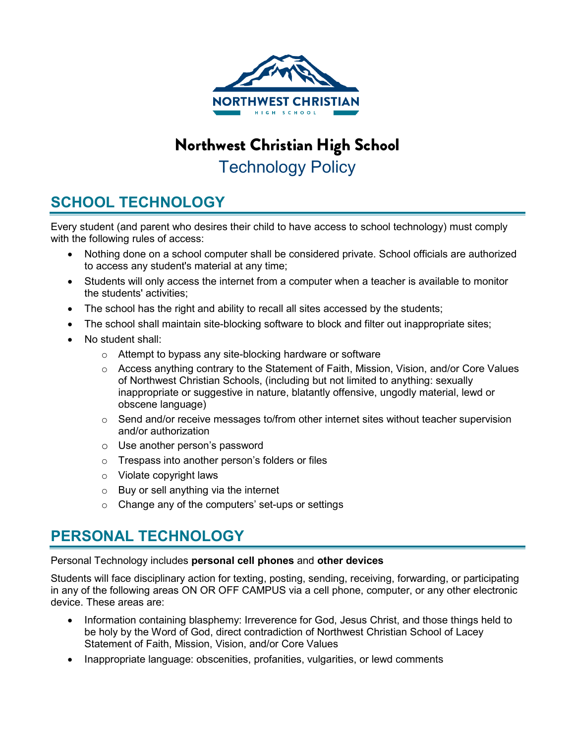# Northwest Christian High School

Technology Policy

## SCHOOL TECHNOLOGY

Every student (and parent who desires their child to have access to school technology) must comply with the following rules of access:

- Nothing done on a school computer shall be considered private. School officials are authorized to access any student's material at any time;
- Students will only access the internet from a computer when a teacher is available to monitor the students' activities;
- The school has the right and ability to recall all sites accessed by the students;
- The school shall maintain site-blocking software to block and filter out inappropriate sites;
- No student shall:
  - Attempt to bypass any site-blocking hardware or software
  - Access anything contrary to the Statement of Faith, Mission, Vision, and/or Core Values of Northwest Christian Schools, (including but not limited to anything: sexually inappropriate or suggestive in nature, blatantly offensive, ungodly material, lewd or obscene language)
  - Send and/or receive messages to/from other internet sites without teacher supervision and/or authorization
  - Use another person's password
  - Trespass into another person's folders or files
  - Violate copyright laws
  - Buy or sell anything via the internet
  - Change any of the computers' set-ups or settings

## PERSONAL TECHNOLOGY

Personal Technology includes **personal cell phones** and **other devices**

Students will face disciplinary action for texting, posting, sending, receiving, forwarding, or participating in any of the following areas ON OR OFF CAMPUS via a cell phone, computer, or any other electronic device. These areas are:

- Information containing blasphemy: Irreverence for God, Jesus Christ, and those things held to be holy by the Word of God, direct contradiction of Northwest Christian School of Lacey Statement of Faith, Mission, Vision, and/or Core Values
- Inappropriate language: obscenities, profanities, vulgarities, or lewd comments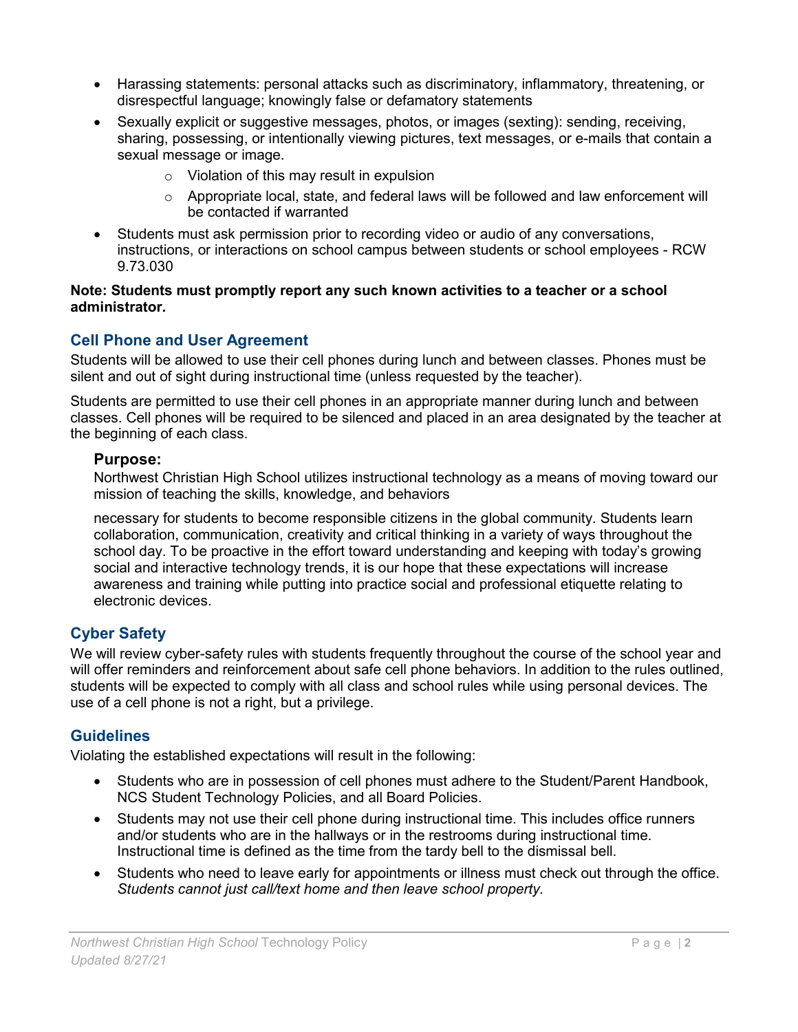- Harassing statements: personal attacks such as discriminatory, inflammatory, threatening, or disrespectful language; knowingly false or defamatory statements
- Sexually explicit or suggestive messages, photos, or images (sexting): sending, receiving, sharing, possessing, or intentionally viewing pictures, text messages, or e-mails that contain a sexual message or image.
    - Violation of this may result in expulsion
    - Appropriate local, state, and federal laws will be followed and law enforcement will be contacted if warranted
- Students must ask permission prior to recording video or audio of any conversations, instructions, or interactions on school campus between students or school employees - RCW 9.73.030

**Note: Students must promptly report any such known activities to a teacher or a school administrator.**

## Cell Phone and User Agreement

Students will be allowed to use their cell phones during lunch and between classes. Phones must be silent and out of sight during instructional time (unless requested by the teacher).

Students are permitted to use their cell phones in an appropriate manner during lunch and between classes. Cell phones will be required to be silenced and placed in an area designated by the teacher at the beginning of each class.

### Purpose:

Northwest Christian High School utilizes instructional technology as a means of moving toward our mission of teaching the skills, knowledge, and behaviors necessary for students to become responsible citizens in the global community. Students learn collaboration, communication, creativity and critical thinking in a variety of ways throughout the school day. To be proactive in the effort toward understanding and keeping with today's growing social and interactive technology trends, it is our hope that these expectations will increase awareness and training while putting into practice social and professional etiquette relating to electronic devices.

## Cyber Safety

We will review cyber-safety rules with students frequently throughout the course of the school year and will offer reminders and reinforcement about safe cell phone behaviors. In addition to the rules outlined, students will be expected to comply with all class and school rules while using personal devices. The use of a cell phone is not a right, but a privilege.

## Guidelines

Violating the established expectations will result in the following:

- Students who are in possession of cell phones must adhere to the Student/Parent Handbook, NCS Student Technology Policies, and all Board Policies.
- Students may not use their cell phone during instructional time. This includes office runners and/or students who are in the hallways or in the restrooms during instructional time. Instructional time is defined as the time from the tardy bell to the dismissal bell.
- Students who need to leave early for appointments or illness must check out through the office. *Students cannot just call/text home and then leave school property.*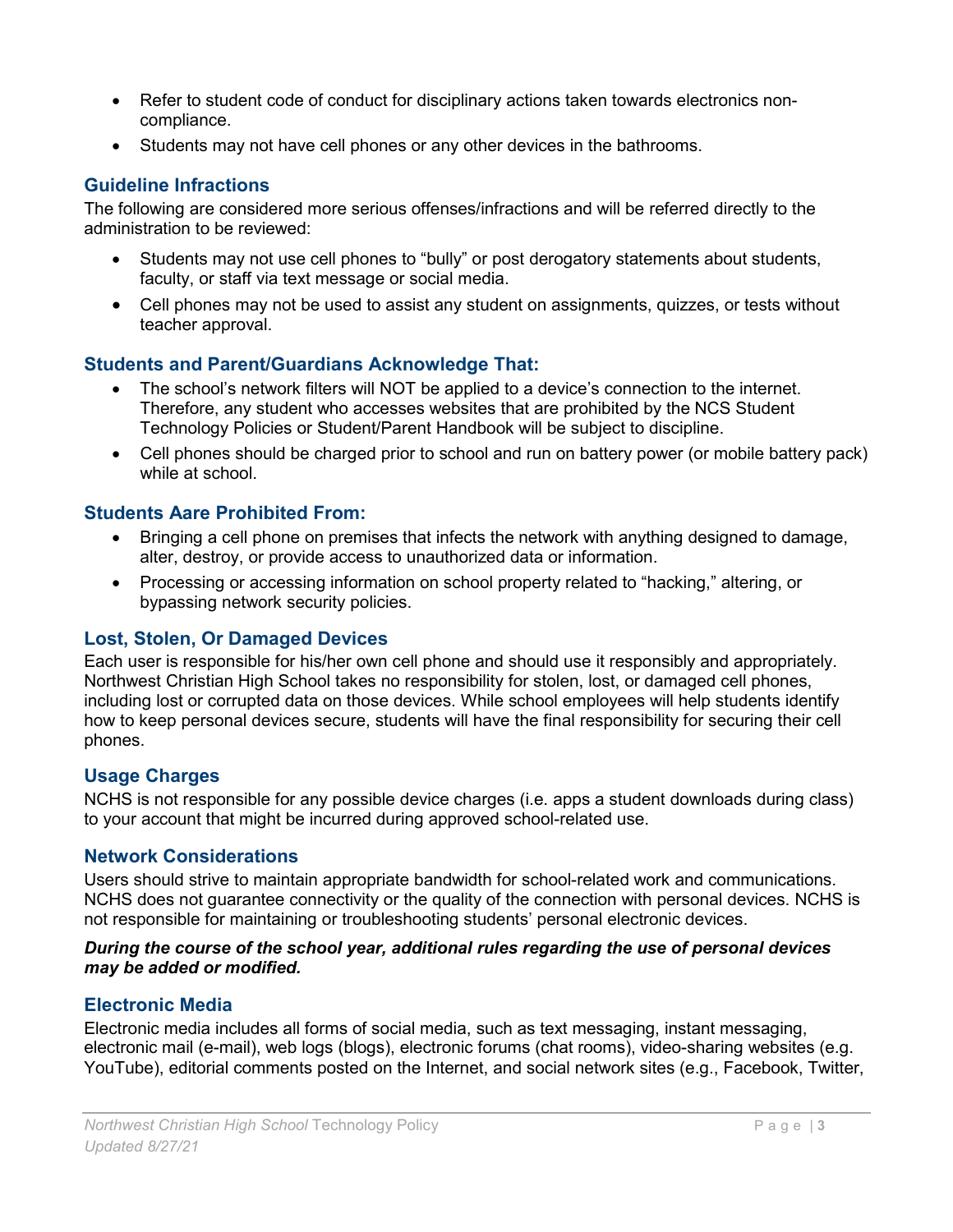- Refer to student code of conduct for disciplinary actions taken towards electronics non-compliance.
- Students may not have cell phones or any other devices in the bathrooms.

### Guideline Infractions

The following are considered more serious offenses/infractions and will be referred directly to the administration to be reviewed:

- Students may not use cell phones to "bully" or post derogatory statements about students, faculty, or staff via text message or social media.
- Cell phones may not be used to assist any student on assignments, quizzes, or tests without teacher approval.

### Students and Parent/Guardians Acknowledge That:

- The school's network filters will NOT be applied to a device's connection to the internet. Therefore, any student who accesses websites that are prohibited by the NCS Student Technology Policies or Student/Parent Handbook will be subject to discipline.
- Cell phones should be charged prior to school and run on battery power (or mobile battery pack) while at school.

### Students Aare Prohibited From:

- Bringing a cell phone on premises that infects the network with anything designed to damage, alter, destroy, or provide access to unauthorized data or information.
- Processing or accessing information on school property related to "hacking," altering, or bypassing network security policies.

### Lost, Stolen, Or Damaged Devices

Each user is responsible for his/her own cell phone and should use it responsibly and appropriately. Northwest Christian High School takes no responsibility for stolen, lost, or damaged cell phones, including lost or corrupted data on those devices. While school employees will help students identify how to keep personal devices secure, students will have the final responsibility for securing their cell phones.

### Usage Charges

NCHS is not responsible for any possible device charges (i.e. apps a student downloads during class) to your account that might be incurred during approved school-related use.

### Network Considerations

Users should strive to maintain appropriate bandwidth for school-related work and communications. NCHS does not guarantee connectivity or the quality of the connection with personal devices. NCHS is not responsible for maintaining or troubleshooting students' personal electronic devices.

***During the course of the school year, additional rules regarding the use of personal devices may be added or modified.***

### Electronic Media

Electronic media includes all forms of social media, such as text messaging, instant messaging, electronic mail (e-mail), web logs (blogs), electronic forums (chat rooms), video-sharing websites (e.g. YouTube), editorial comments posted on the Internet, and social network sites (e.g., Facebook, Twitter,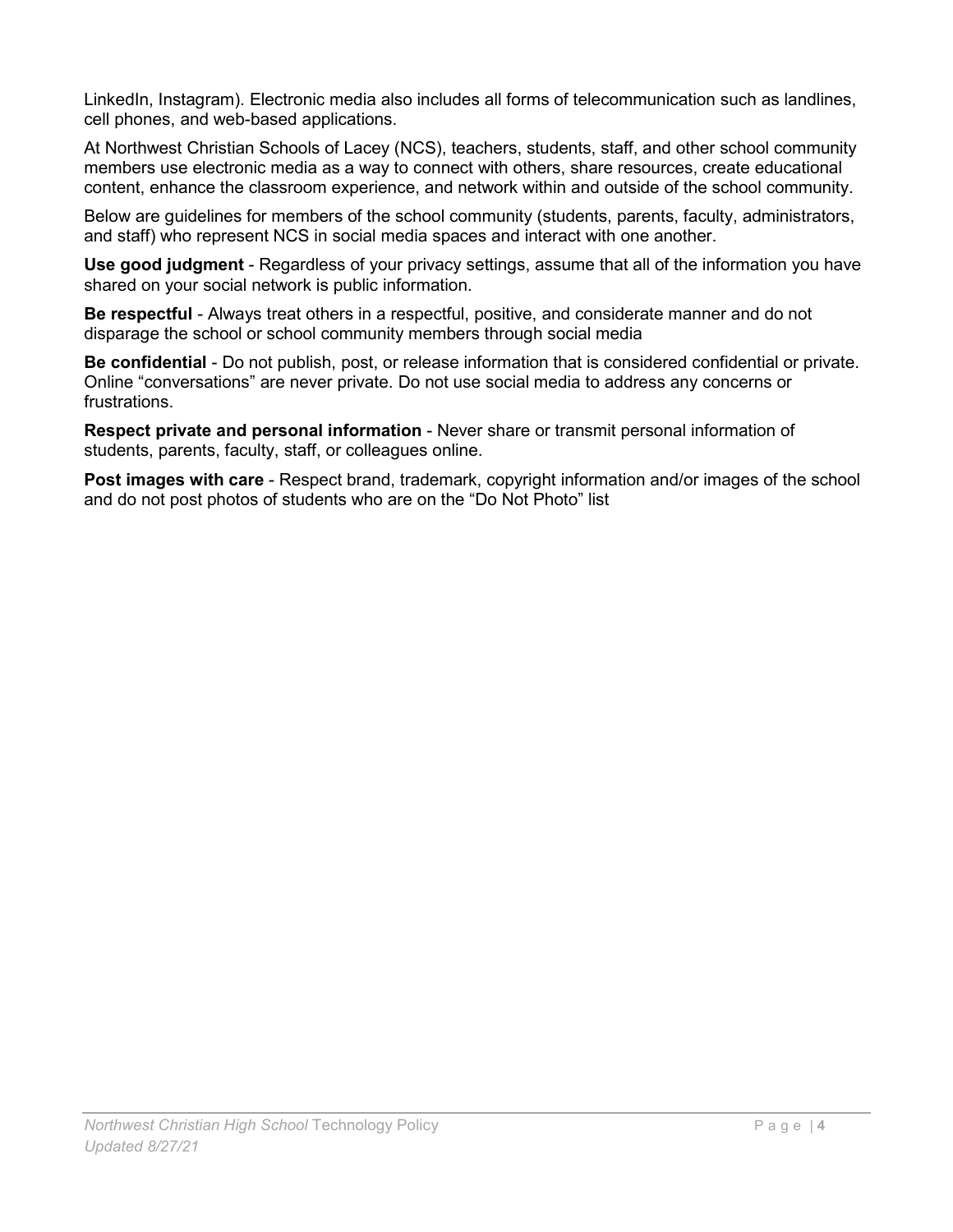LinkedIn, Instagram). Electronic media also includes all forms of telecommunication such as landlines, cell phones, and web-based applications.

At Northwest Christian Schools of Lacey (NCS), teachers, students, staff, and other school community members use electronic media as a way to connect with others, share resources, create educational content, enhance the classroom experience, and network within and outside of the school community.

Below are guidelines for members of the school community (students, parents, faculty, administrators, and staff) who represent NCS in social media spaces and interact with one another.

**Use good judgment** - Regardless of your privacy settings, assume that all of the information you have shared on your social network is public information.

**Be respectful** - Always treat others in a respectful, positive, and considerate manner and do not disparage the school or school community members through social media

**Be confidential** - Do not publish, post, or release information that is considered confidential or private. Online "conversations" are never private. Do not use social media to address any concerns or frustrations.

**Respect private and personal information** - Never share or transmit personal information of students, parents, faculty, staff, or colleagues online.

**Post images with care** - Respect brand, trademark, copyright information and/or images of the school and do not post photos of students who are on the "Do Not Photo" list